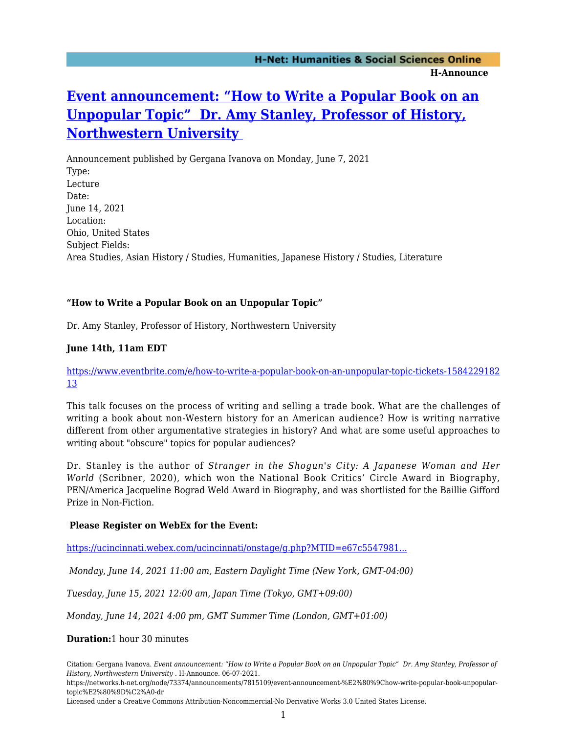# [Event announcement: "How to Write a Popular Book on an Unpopular Topic" Dr. Amy Stanley, Professor of History, Northwestern University](#)

Announcement published by Gergana Ivanova on Monday, June 7, 2021

Type:
Lecture

Date:
June 14, 2021

Location:
Ohio, United States

Subject Fields:
Area Studies, Asian History / Studies, Humanities, Japanese History / Studies, Literature

**"How to Write a Popular Book on an Unpopular Topic"**

Dr. Amy Stanley, Professor of History, Northwestern University

**June 14th, 11am EDT**

https://www.eventbrite.com/e/how-to-write-a-popular-book-on-an-unpopular-topic-tickets-158422918213

This talk focuses on the process of writing and selling a trade book. What are the challenges of writing a book about non-Western history for an American audience? How is writing narrative different from other argumentative strategies in history? And what are some useful approaches to writing about "obscure" topics for popular audiences?

Dr. Stanley is the author of *Stranger in the Shogun's City: A Japanese Woman and Her World* (Scribner, 2020), which won the National Book Critics' Circle Award in Biography, PEN/America Jacqueline Bograd Weld Award in Biography, and was shortlisted for the Baillie Gifford Prize in Non-Fiction.

**Please Register on WebEx for the Event:**

https://ucincinnati.webex.com/ucincinnati/onstage/g.php?MTID=e67c5547981...

*Monday, June 14, 2021 11:00 am, Eastern Daylight Time (New York, GMT-04:00)*

*Tuesday, June 15, 2021 12:00 am, Japan Time (Tokyo, GMT+09:00)*

*Monday, June 14, 2021 4:00 pm, GMT Summer Time (London, GMT+01:00)*

**Duration:** 1 hour 30 minutes

Citation: Gergana Ivanova. *Event announcement: "How to Write a Popular Book on an Unpopular Topic" Dr. Amy Stanley, Professor of History, Northwestern University*. H-Announce. 06-07-2021.
https://networks.h-net.org/node/73374/announcements/7815109/event-announcement-%E2%80%9Chow-write-popular-book-unpopular-topic%E2%80%9D%C2%A0-dr
Licensed under a Creative Commons Attribution-Noncommercial-No Derivative Works 3.0 United States License.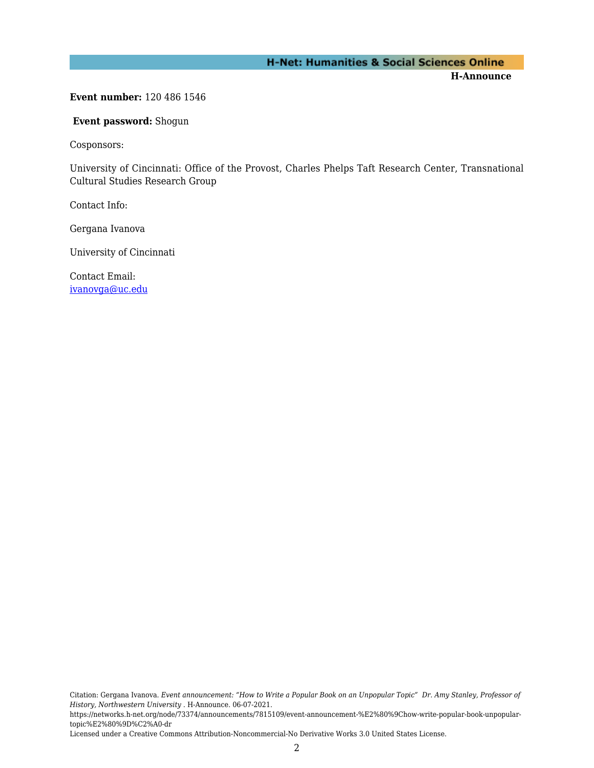**Event number:** 120 486 1546

**Event password:** Shogun

Cosponsors:

University of Cincinnati: Office of the Provost, Charles Phelps Taft Research Center, Transnational Cultural Studies Research Group

Contact Info:

Gergana Ivanova

University of Cincinnati

Contact Email:
ivanovga@uc.edu

Citation: Gergana Ivanova. *Event announcement: "How to Write a Popular Book on an Unpopular Topic" Dr. Amy Stanley, Professor of History, Northwestern University* . H-Announce. 06-07-2021.
https://networks.h-net.org/node/73374/announcements/7815109/event-announcement-%E2%80%9Chow-write-popular-book-unpopular-topic%E2%80%9D%C2%A0-dr
Licensed under a Creative Commons Attribution-Noncommercial-No Derivative Works 3.0 United States License.